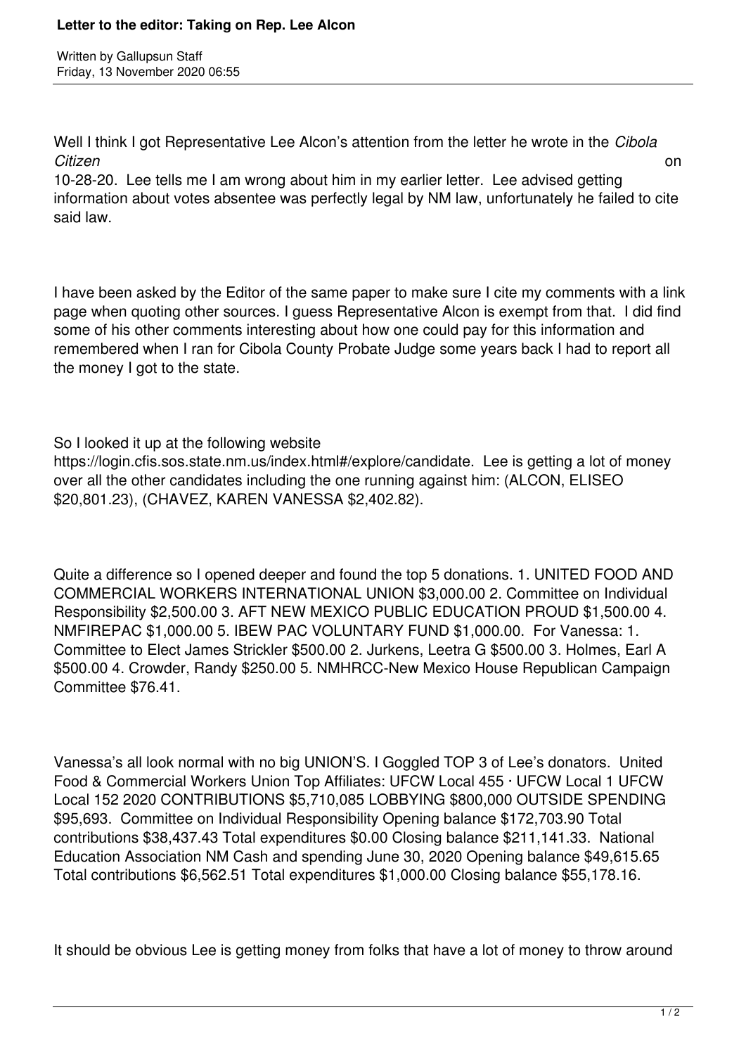# Letter to the editor: Taking on Rep. Lee Alcon

Written by Gallupsun Staff
Friday, 13 November 2020 06:55

Well I think I got Representative Lee Alcon's attention from the letter he wrote in the *Cibola Citizen* on 10-28-20. Lee tells me I am wrong about him in my earlier letter. Lee advised getting information about votes absentee was perfectly legal by NM law, unfortunately he failed to cite said law.

I have been asked by the Editor of the same paper to make sure I cite my comments with a link page when quoting other sources. I guess Representative Alcon is exempt from that. I did find some of his other comments interesting about how one could pay for this information and remembered when I ran for Cibola County Probate Judge some years back I had to report all the money I got to the state.

So I looked it up at the following website https://login.cfis.sos.state.nm.us/index.html#/explore/candidate. Lee is getting a lot of money over all the other candidates including the one running against him: (ALCON, ELISEO $20,801.23), (CHAVEZ, KAREN VANESSA $2,402.82).

Quite a difference so I opened deeper and found the top 5 donations. 1. UNITED FOOD AND COMMERCIAL WORKERS INTERNATIONAL UNION $3,000.00 2. Committee on Individual Responsibility $2,500.00 3. AFT NEW MEXICO PUBLIC EDUCATION PROUD $1,500.00 4. NMFIREPAC $1,000.00 5. IBEW PAC VOLUNTARY FUND $1,000.00. For Vanessa: 1. Committee to Elect James Strickler $500.00 2. Jurkens, Leetra G $500.00 3. Holmes, Earl A $500.00 4. Crowder, Randy $250.00 5. NMHRCC-New Mexico House Republican Campaign Committee $76.41.

Vanessa's all look normal with no big UNION'S. I Goggled TOP 3 of Lee's donators. United Food & Commercial Workers Union Top Affiliates: UFCW Local 455 · UFCW Local 1 UFCW Local 152 2020 CONTRIBUTIONS $5,710,085 LOBBYING $800,000 OUTSIDE SPENDING $95,693. Committee on Individual Responsibility Opening balance $172,703.90 Total contributions $38,437.43 Total expenditures $0.00 Closing balance $211,141.33. National Education Association NM Cash and spending June 30, 2020 Opening balance $49,615.65 Total contributions $6,562.51 Total expenditures $1,000.00 Closing balance $55,178.16.

It should be obvious Lee is getting money from folks that have a lot of money to throw around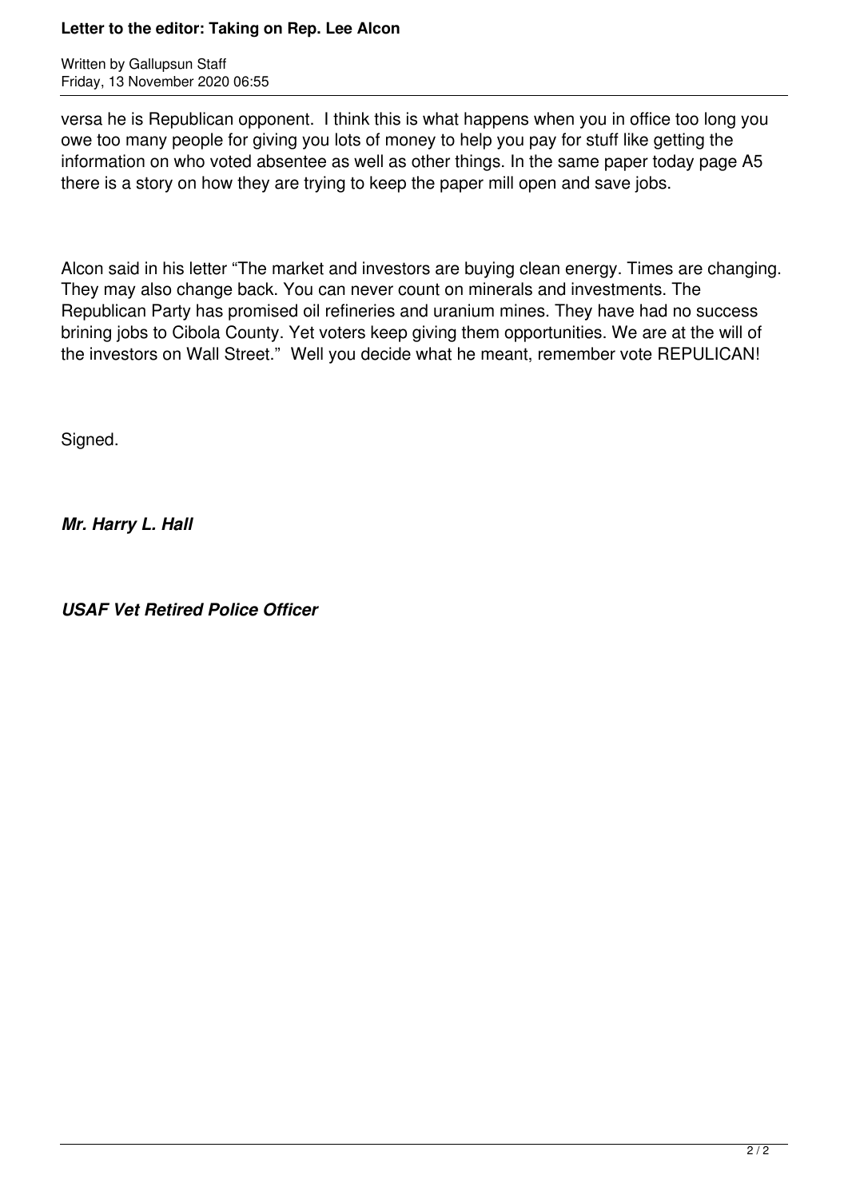versa he is Republican opponent. I think this is what happens when you in office too long you owe too many people for giving you lots of money to help you pay for stuff like getting the information on who voted absentee as well as other things. In the same paper today page A5 there is a story on how they are trying to keep the paper mill open and save jobs.

Alcon said in his letter “The market and investors are buying clean energy. Times are changing. They may also change back. You can never count on minerals and investments. The Republican Party has promised oil refineries and uranium mines. They have had no success brining jobs to Cibola County. Yet voters keep giving them opportunities. We are at the will of the investors on Wall Street.” Well you decide what he meant, remember vote REPULICAN!

Signed.

***Mr. Harry L. Hall***

***USAF Vet Retired Police Officer***